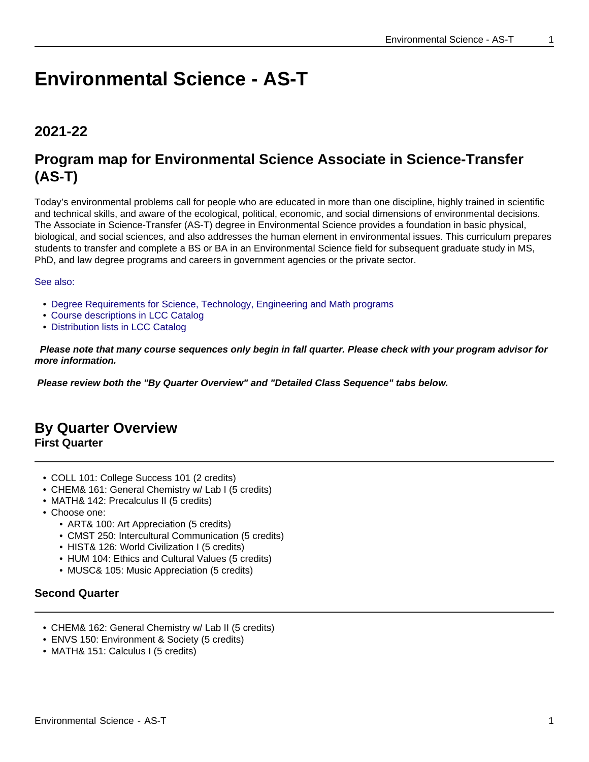# Environmental Science - AS-T

## 2021-22

## Program map for Environmental Science Associate in Science-Transfer (AS-T)

Today's environmental problems call for people who are educated in more than one discipline, highly trained in scientific and technical skills, and aware of the ecological, political, economic, and social dimensions of environmental decisions. The Associate in Science-Transfer (AS-T) degree in Environmental Science provides a foundation in basic physical, biological, and social sciences, and also addresses the human element in environmental issues. This curriculum prepares students to transfer and complete a BS or BA in an Environmental Science field for subsequent graduate study in MS, PhD, and law degree programs and careers in government agencies or the private sector.

See also:

- Degree Requirements for Science, Technology, Engineering and Math programs
- Course descriptions in LCC Catalog
- Distribution lists in LCC Catalog

***Please note that many course sequences only begin in fall quarter. Please check with your program advisor for more information.***

***Please review both the "By Quarter Overview" and "Detailed Class Sequence" tabs below.***

## By Quarter Overview

### First Quarter

- COLL 101: College Success 101 (2 credits)
- CHEM& 161: General Chemistry w/ Lab I (5 credits)
- MATH& 142: Precalculus II (5 credits)
- Choose one:
  - ART& 100: Art Appreciation (5 credits)
  - CMST 250: Intercultural Communication (5 credits)
  - HIST& 126: World Civilization I (5 credits)
  - HUM 104: Ethics and Cultural Values (5 credits)
  - MUSC& 105: Music Appreciation (5 credits)

### Second Quarter

- CHEM& 162: General Chemistry w/ Lab II (5 credits)
- ENVS 150: Environment & Society (5 credits)
- MATH& 151: Calculus I (5 credits)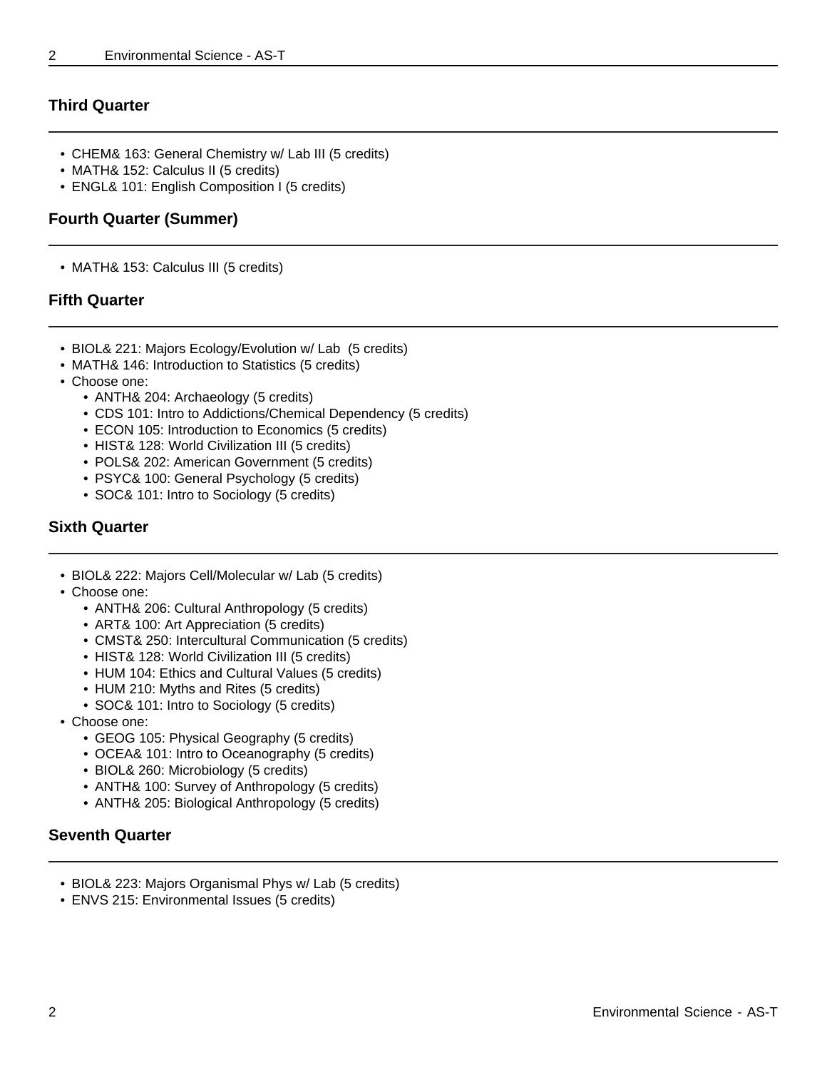### Third Quarter

- CHEM& 163: General Chemistry w/ Lab III (5 credits)
- MATH& 152: Calculus II (5 credits)
- ENGL& 101: English Composition I (5 credits)

### Fourth Quarter (Summer)

- MATH& 153: Calculus III (5 credits)

### Fifth Quarter

- BIOL& 221: Majors Ecology/Evolution w/ Lab (5 credits)
- MATH& 146: Introduction to Statistics (5 credits)
- Choose one:
  - ANTH& 204: Archaeology (5 credits)
  - CDS 101: Intro to Addictions/Chemical Dependency (5 credits)
  - ECON 105: Introduction to Economics (5 credits)
  - HIST& 128: World Civilization III (5 credits)
  - POLS& 202: American Government (5 credits)
  - PSYC& 100: General Psychology (5 credits)
  - SOC& 101: Intro to Sociology (5 credits)

### Sixth Quarter

- BIOL& 222: Majors Cell/Molecular w/ Lab (5 credits)
- Choose one:
  - ANTH& 206: Cultural Anthropology (5 credits)
  - ART& 100: Art Appreciation (5 credits)
  - CMST& 250: Intercultural Communication (5 credits)
  - HIST& 128: World Civilization III (5 credits)
  - HUM 104: Ethics and Cultural Values (5 credits)
  - HUM 210: Myths and Rites (5 credits)
  - SOC& 101: Intro to Sociology (5 credits)
- Choose one:
  - GEOG 105: Physical Geography (5 credits)
  - OCEA& 101: Intro to Oceanography (5 credits)
  - BIOL& 260: Microbiology (5 credits)
  - ANTH& 100: Survey of Anthropology (5 credits)
  - ANTH& 205: Biological Anthropology (5 credits)

### Seventh Quarter

- BIOL& 223: Majors Organismal Phys w/ Lab (5 credits)
- ENVS 215: Environmental Issues (5 credits)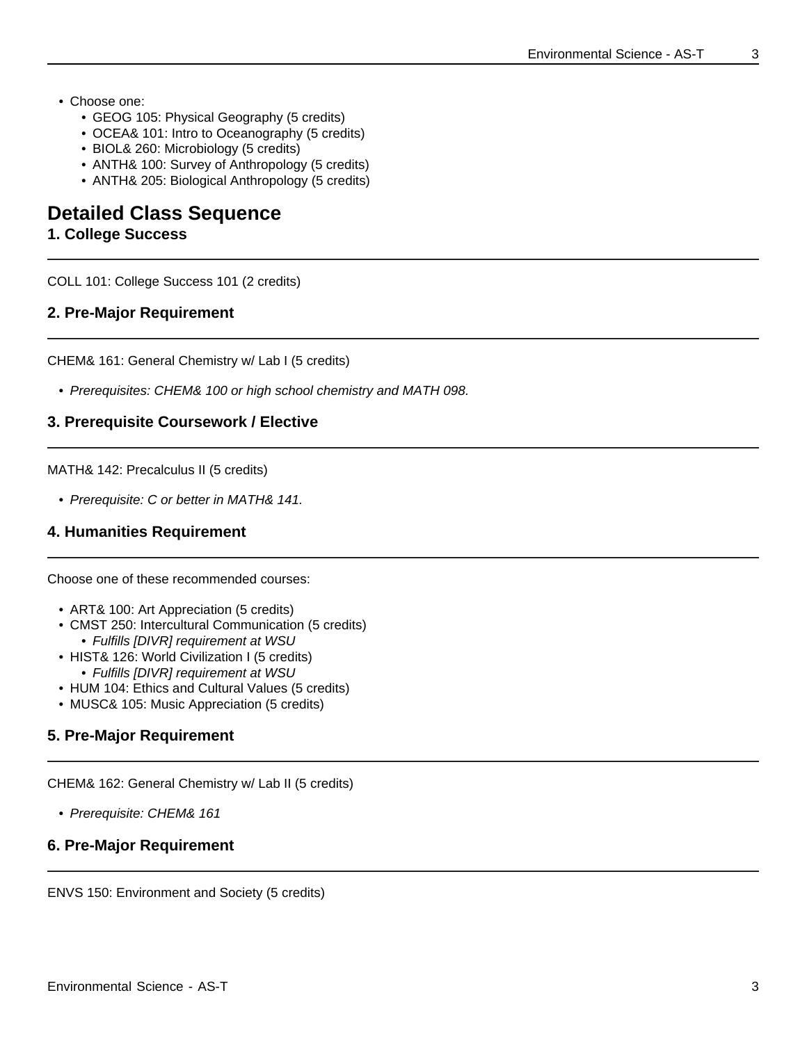- Choose one:
  - GEOG 105: Physical Geography (5 credits)
  - OCEA& 101: Intro to Oceanography (5 credits)
  - BIOL& 260: Microbiology (5 credits)
  - ANTH& 100: Survey of Anthropology (5 credits)
  - ANTH& 205: Biological Anthropology (5 credits)

# Detailed Class Sequence

## 1. College Success

COLL 101: College Success 101 (2 credits)

## 2. Pre-Major Requirement

CHEM& 161: General Chemistry w/ Lab I (5 credits)

- *Prerequisites: CHEM& 100 or high school chemistry and MATH 098.*

## 3. Prerequisite Coursework / Elective

MATH& 142: Precalculus II (5 credits)

- *Prerequisite: C or better in MATH& 141.*

## 4. Humanities Requirement

Choose one of these recommended courses:

- ART& 100: Art Appreciation (5 credits)
- CMST 250: Intercultural Communication (5 credits)
  - *Fulfills [DIVR] requirement at WSU*
- HIST& 126: World Civilization I (5 credits)
  - *Fulfills [DIVR] requirement at WSU*
- HUM 104: Ethics and Cultural Values (5 credits)
- MUSC& 105: Music Appreciation (5 credits)

## 5. Pre-Major Requirement

CHEM& 162: General Chemistry w/ Lab II (5 credits)

- *Prerequisite: CHEM& 161*

## 6. Pre-Major Requirement

ENVS 150: Environment and Society (5 credits)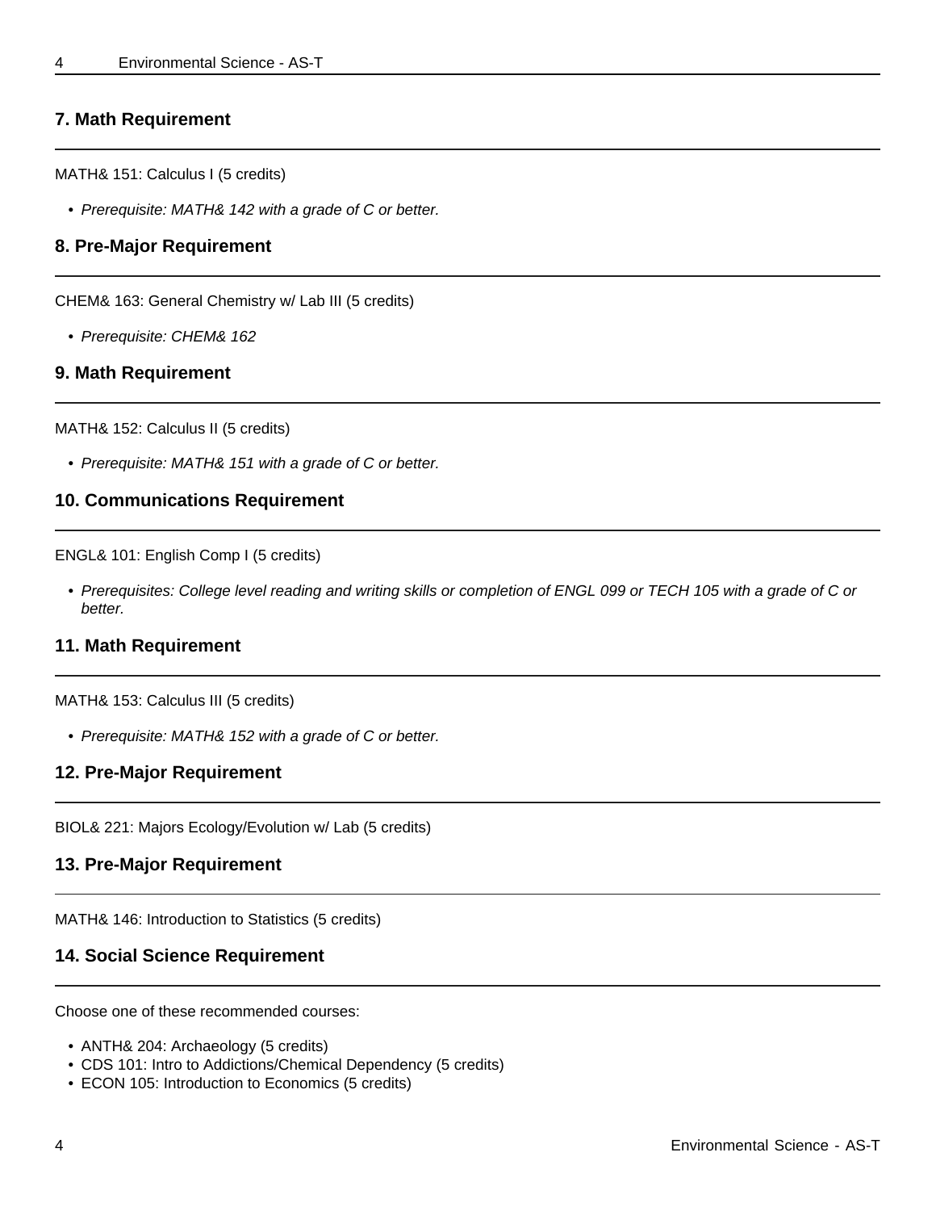### 7. Math Requirement

MATH& 151: Calculus I (5 credits)

- *Prerequisite: MATH& 142 with a grade of C or better.*

### 8. Pre-Major Requirement

CHEM& 163: General Chemistry w/ Lab III (5 credits)

- *Prerequisite: CHEM& 162*

### 9. Math Requirement

MATH& 152: Calculus II (5 credits)

- *Prerequisite: MATH& 151 with a grade of C or better.*

### 10. Communications Requirement

ENGL& 101: English Comp I (5 credits)

- *Prerequisites: College level reading and writing skills or completion of ENGL 099 or TECH 105 with a grade of C or better.*

### 11. Math Requirement

MATH& 153: Calculus III (5 credits)

- *Prerequisite: MATH& 152 with a grade of C or better.*

### 12. Pre-Major Requirement

BIOL& 221: Majors Ecology/Evolution w/ Lab (5 credits)

### 13. Pre-Major Requirement

MATH& 146: Introduction to Statistics (5 credits)

### 14. Social Science Requirement

Choose one of these recommended courses:

- ANTH& 204: Archaeology (5 credits)
- CDS 101: Intro to Addictions/Chemical Dependency (5 credits)
- ECON 105: Introduction to Economics (5 credits)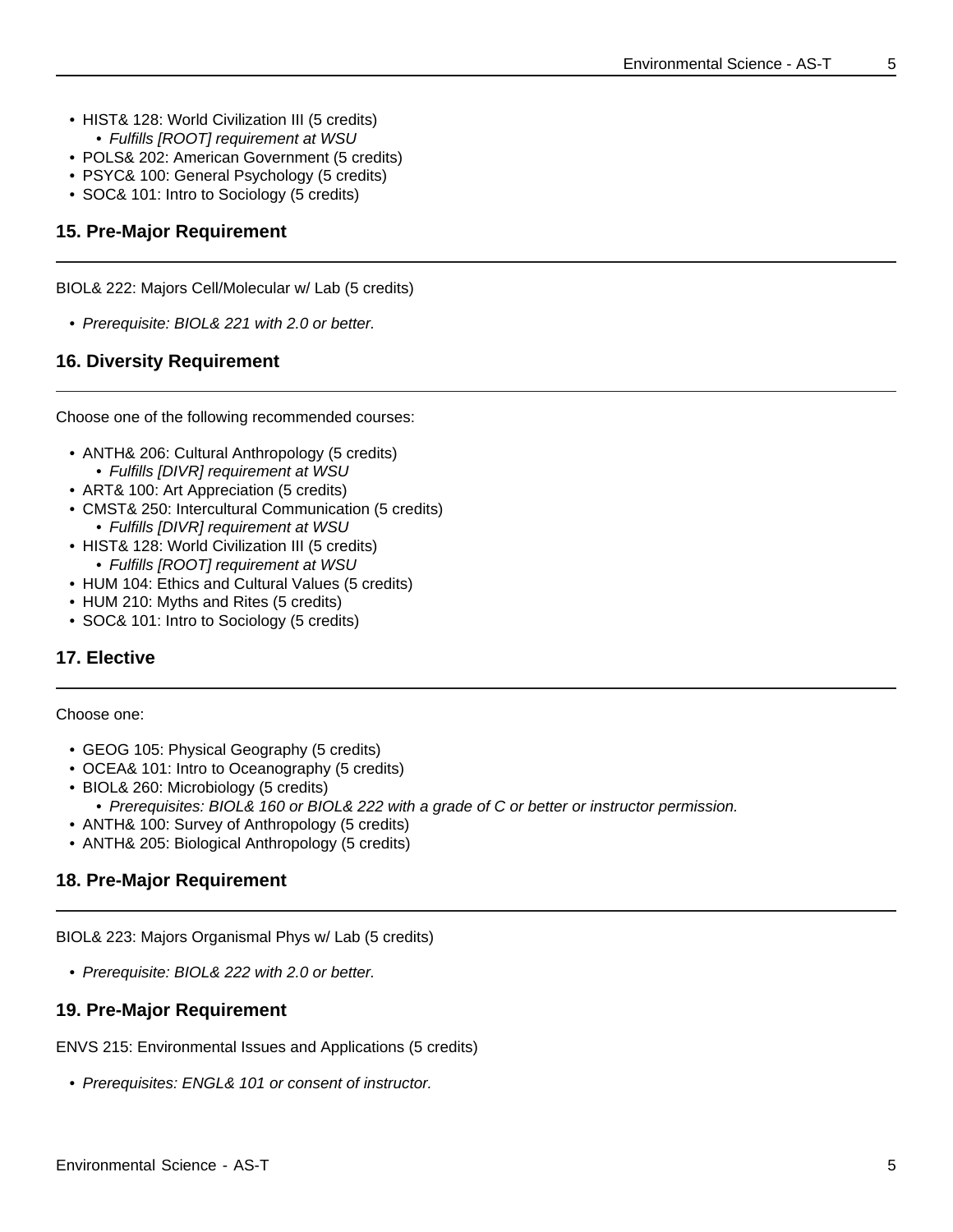- HIST& 128: World Civilization III (5 credits)
  - *Fulfills [ROOT] requirement at WSU*
- POLS& 202: American Government (5 credits)
- PSYC& 100: General Psychology (5 credits)
- SOC& 101: Intro to Sociology (5 credits)

## 15. Pre-Major Requirement

BIOL& 222: Majors Cell/Molecular w/ Lab (5 credits)

- *Prerequisite: BIOL& 221 with 2.0 or better.*

## 16. Diversity Requirement

Choose one of the following recommended courses:

- ANTH& 206: Cultural Anthropology (5 credits)
  - *Fulfills [DIVR] requirement at WSU*
- ART& 100: Art Appreciation (5 credits)
- CMST& 250: Intercultural Communication (5 credits)
  - *Fulfills [DIVR] requirement at WSU*
- HIST& 128: World Civilization III (5 credits)
  - *Fulfills [ROOT] requirement at WSU*
- HUM 104: Ethics and Cultural Values (5 credits)
- HUM 210: Myths and Rites (5 credits)
- SOC& 101: Intro to Sociology (5 credits)

## 17. Elective

Choose one:

- GEOG 105: Physical Geography (5 credits)
- OCEA& 101: Intro to Oceanography (5 credits)
- BIOL& 260: Microbiology (5 credits)
  - *Prerequisites: BIOL& 160 or BIOL& 222 with a grade of C or better or instructor permission.*
- ANTH& 100: Survey of Anthropology (5 credits)
- ANTH& 205: Biological Anthropology (5 credits)

## 18. Pre-Major Requirement

BIOL& 223: Majors Organismal Phys w/ Lab (5 credits)

- *Prerequisite: BIOL& 222 with 2.0 or better.*

## 19. Pre-Major Requirement

ENVS 215: Environmental Issues and Applications (5 credits)

- *Prerequisites: ENGL& 101 or consent of instructor.*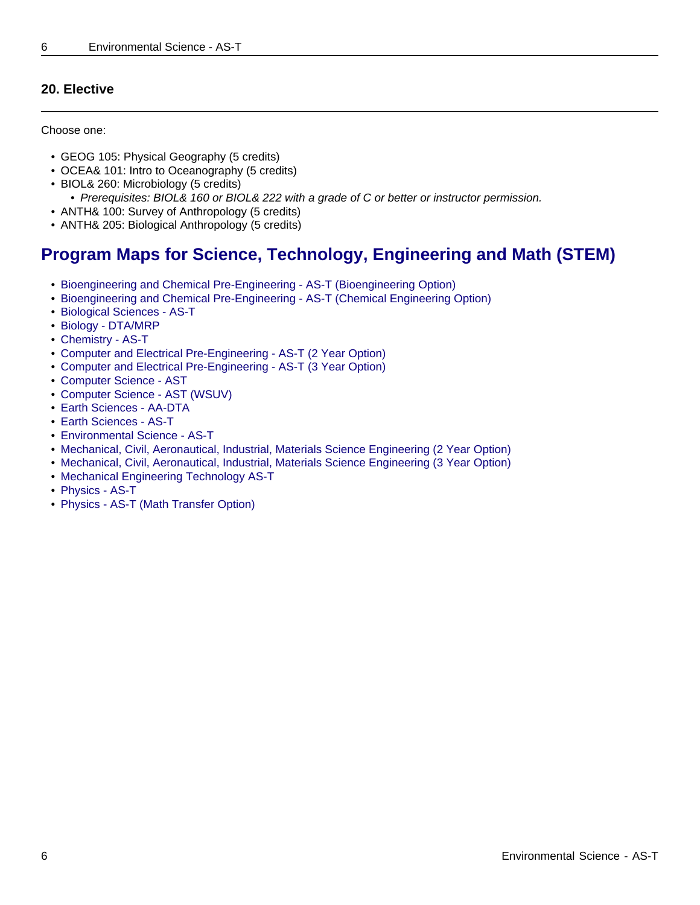### 20. Elective

Choose one:

- GEOG 105: Physical Geography (5 credits)
- OCEA& 101: Intro to Oceanography (5 credits)
- BIOL& 260: Microbiology (5 credits)
  - *Prerequisites: BIOL& 160 or BIOL& 222 with a grade of C or better or instructor permission.*
- ANTH& 100: Survey of Anthropology (5 credits)
- ANTH& 205: Biological Anthropology (5 credits)

## Program Maps for Science, Technology, Engineering and Math (STEM)

- Bioengineering and Chemical Pre-Engineering - AS-T (Bioengineering Option)
- Bioengineering and Chemical Pre-Engineering - AS-T (Chemical Engineering Option)
- Biological Sciences - AS-T
- Biology - DTA/MRP
- Chemistry - AS-T
- Computer and Electrical Pre-Engineering - AS-T (2 Year Option)
- Computer and Electrical Pre-Engineering - AS-T (3 Year Option)
- Computer Science - AST
- Computer Science - AST (WSUV)
- Earth Sciences - AA-DTA
- Earth Sciences - AS-T
- Environmental Science - AS-T
- Mechanical, Civil, Aeronautical, Industrial, Materials Science Engineering (2 Year Option)
- Mechanical, Civil, Aeronautical, Industrial, Materials Science Engineering (3 Year Option)
- Mechanical Engineering Technology AS-T
- Physics - AS-T
- Physics - AS-T (Math Transfer Option)